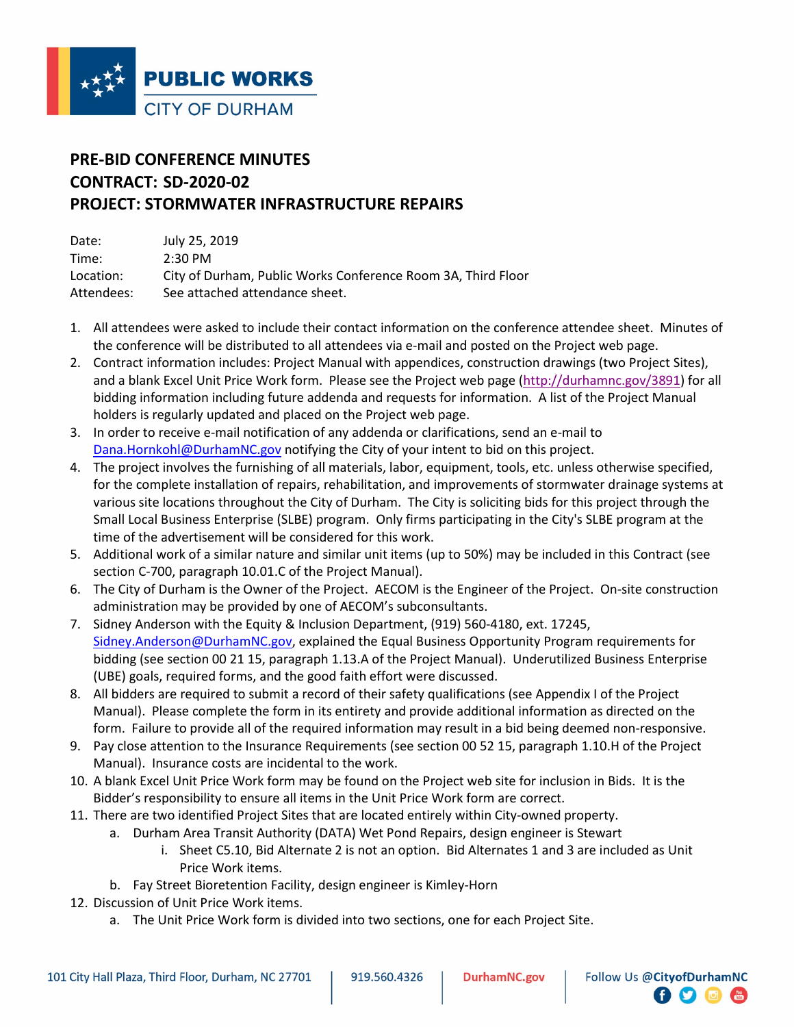# PRE-BID CONFERENCE MINUTES
# CONTRACT: SD-2020-02
# PROJECT: STORMWATER INFRASTRUCTURE REPAIRS

Date: July 25, 2019
Time: 2:30 PM
Location: City of Durham, Public Works Conference Room 3A, Third Floor
Attendees: See attached attendance sheet.

1. All attendees were asked to include their contact information on the conference attendee sheet. Minutes of the conference will be distributed to all attendees via e-mail and posted on the Project web page.
2. Contract information includes: Project Manual with appendices, construction drawings (two Project Sites), and a blank Excel Unit Price Work form. Please see the Project web page (http://durhamnc.gov/3891) for all bidding information including future addenda and requests for information. A list of the Project Manual holders is regularly updated and placed on the Project web page.
3. In order to receive e-mail notification of any addenda or clarifications, send an e-mail to Dana.Hornkohl@DurhamNC.gov notifying the City of your intent to bid on this project.
4. The project involves the furnishing of all materials, labor, equipment, tools, etc. unless otherwise specified, for the complete installation of repairs, rehabilitation, and improvements of stormwater drainage systems at various site locations throughout the City of Durham. The City is soliciting bids for this project through the Small Local Business Enterprise (SLBE) program. Only firms participating in the City's SLBE program at the time of the advertisement will be considered for this work.
5. Additional work of a similar nature and similar unit items (up to 50%) may be included in this Contract (see section C-700, paragraph 10.01.C of the Project Manual).
6. The City of Durham is the Owner of the Project. AECOM is the Engineer of the Project. On-site construction administration may be provided by one of AECOM's subconsultants.
7. Sidney Anderson with the Equity & Inclusion Department, (919) 560-4180, ext. 17245, Sidney.Anderson@DurhamNC.gov, explained the Equal Business Opportunity Program requirements for bidding (see section 00 21 15, paragraph 1.13.A of the Project Manual). Underutilized Business Enterprise (UBE) goals, required forms, and the good faith effort were discussed.
8. All bidders are required to submit a record of their safety qualifications (see Appendix I of the Project Manual). Please complete the form in its entirety and provide additional information as directed on the form. Failure to provide all of the required information may result in a bid being deemed non-responsive.
9. Pay close attention to the Insurance Requirements (see section 00 52 15, paragraph 1.10.H of the Project Manual). Insurance costs are incidental to the work.
10. A blank Excel Unit Price Work form may be found on the Project web site for inclusion in Bids. It is the Bidder's responsibility to ensure all items in the Unit Price Work form are correct.
11. There are two identified Project Sites that are located entirely within City-owned property.
    a. Durham Area Transit Authority (DATA) Wet Pond Repairs, design engineer is Stewart
        i. Sheet C5.10, Bid Alternate 2 is not an option. Bid Alternates 1 and 3 are included as Unit Price Work items.
    b. Fay Street Bioretention Facility, design engineer is Kimley-Horn
12. Discussion of Unit Price Work items.
    a. The Unit Price Work form is divided into two sections, one for each Project Site.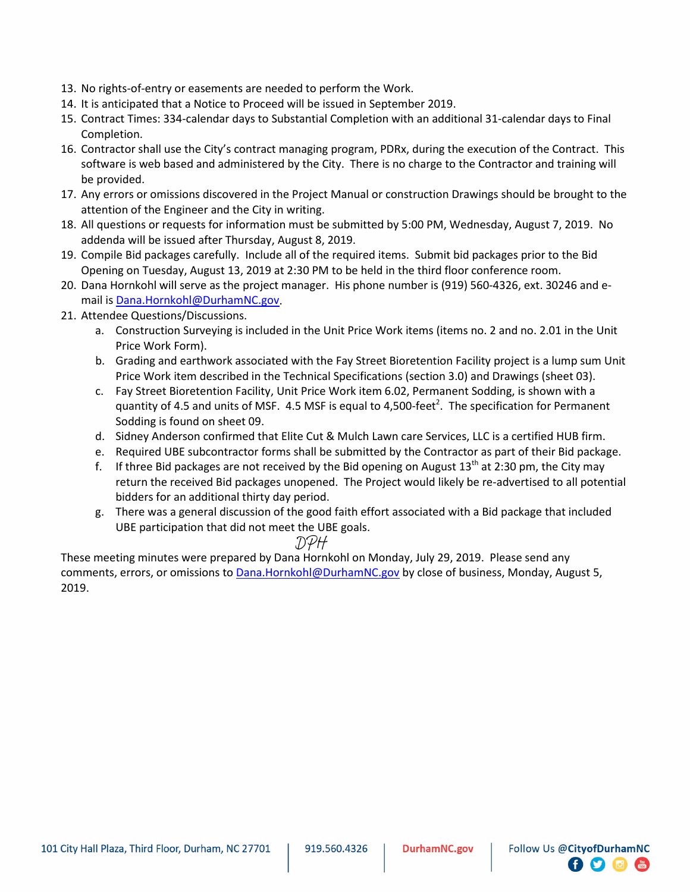13. No rights-of-entry or easements are needed to perform the Work.
14. It is anticipated that a Notice to Proceed will be issued in September 2019.
15. Contract Times: 334-calendar days to Substantial Completion with an additional 31-calendar days to Final Completion.
16. Contractor shall use the City's contract managing program, PDRx, during the execution of the Contract. This software is web based and administered by the City. There is no charge to the Contractor and training will be provided.
17. Any errors or omissions discovered in the Project Manual or construction Drawings should be brought to the attention of the Engineer and the City in writing.
18. All questions or requests for information must be submitted by 5:00 PM, Wednesday, August 7, 2019. No addenda will be issued after Thursday, August 8, 2019.
19. Compile Bid packages carefully. Include all of the required items. Submit bid packages prior to the Bid Opening on Tuesday, August 13, 2019 at 2:30 PM to be held in the third floor conference room.
20. Dana Hornkohl will serve as the project manager. His phone number is (919) 560-4326, ext. 30246 and e-mail is Dana.Hornkohl@DurhamNC.gov.
21. Attendee Questions/Discussions.
    a. Construction Surveying is included in the Unit Price Work items (items no. 2 and no. 2.01 in the Unit Price Work Form).
    b. Grading and earthwork associated with the Fay Street Bioretention Facility project is a lump sum Unit Price Work item described in the Technical Specifications (section 3.0) and Drawings (sheet 03).
    c. Fay Street Bioretention Facility, Unit Price Work item 6.02, Permanent Sodding, is shown with a quantity of 4.5 and units of MSF. 4.5 MSF is equal to 4,500-feet$^2$. The specification for Permanent Sodding is found on sheet 09.
    d. Sidney Anderson confirmed that Elite Cut & Mulch Lawn care Services, LLC is a certified HUB firm.
    e. Required UBE subcontractor forms shall be submitted by the Contractor as part of their Bid package.
    f. If three Bid packages are not received by the Bid opening on August 13th at 2:30 pm, the City may return the received Bid packages unopened. The Project would likely be re-advertised to all potential bidders for an additional thirty day period.
    g. There was a general discussion of the good faith effort associated with a Bid package that included UBE participation that did not meet the UBE goals.

DPH

These meeting minutes were prepared by Dana Hornkohl on Monday, July 29, 2019. Please send any comments, errors, or omissions to Dana.Hornkohl@DurhamNC.gov by close of business, Monday, August 5, 2019.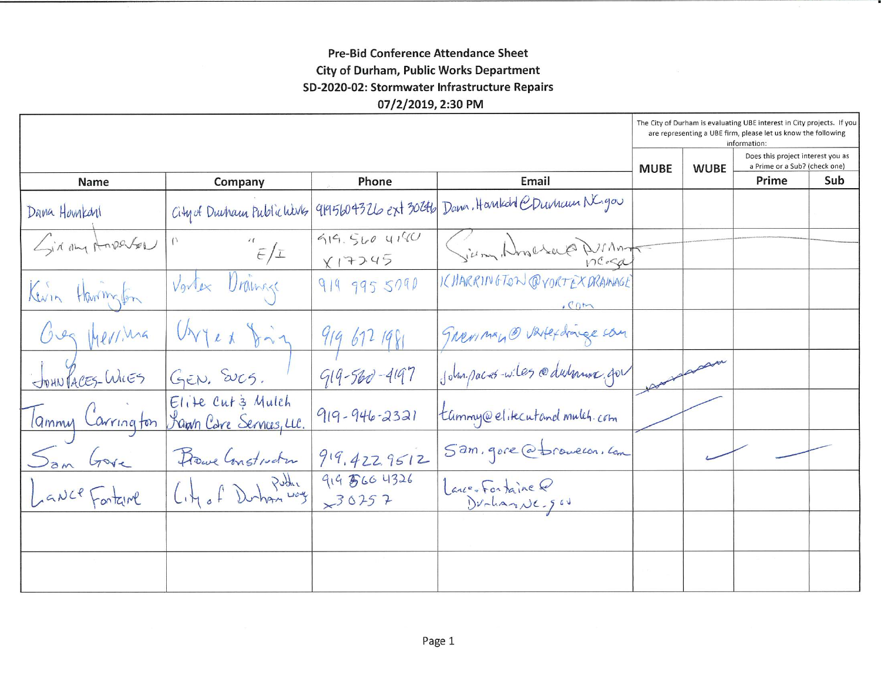**Pre-Bid Conference Attendance Sheet**
**City of Durham, Public Works Department**
**SD-2020-02: Stormwater Infrastructure Repairs**
**07/2/2019, 2:30 PM**

| | | | | The City of Durham is evaluating UBE interest in City projects. If you are representing a UBE firm, please let us know the following information: | | | |
|---|---|---|---|---|---|---|---|
| | | | | MUBE | WUBE | Does this project interest you as a Prime or a Sub? (check one) | |
| **Name** | **Company** | **Phone** | **Email** | | | **Prime** | **Sub** |
| Dana Hornkohl | City of Durham Public Works | 9195604326 ext 30246 | Dana.Hornkohl@DurhamNC.gov | | | | |
| Sidney Anderson | " " E/I | 919.560 4150 x17245 | Sidney.Anderson@DurhamNC.gov | | | | |
| Kevin Harrington | Vortex Drainage | 919 995 5990 | KHARRINGTON@VORTEXDRAINAGE.com | | | | |
| Greg Merriman | Vortex Drainage | 919 672 1981 | Gmerriman@vortexdrainage.com | | | | |
| John Paces-Wiles | GEN. SVCS. | 919-560-4197 | john.paces-wiles@durhamnc.gov | | | | |
| Tammy Carrington | Elite Cut & Mulch Lawn Care Services, LLC. | 919-946-2321 | tammy@elitecutandmulch.com | | | | |
| Sam Gore | Browe Construction | 919.422.9512 | sam.gore@browecon.com | | ✓ | | ✓ |
| Lance Fontaine | City of Durham Public Works | 919 560 4326 x30257 | Lance.Fontaine@DurhamNC.gov | | | | |
| | | | | | | | |
| | | | | | | | |